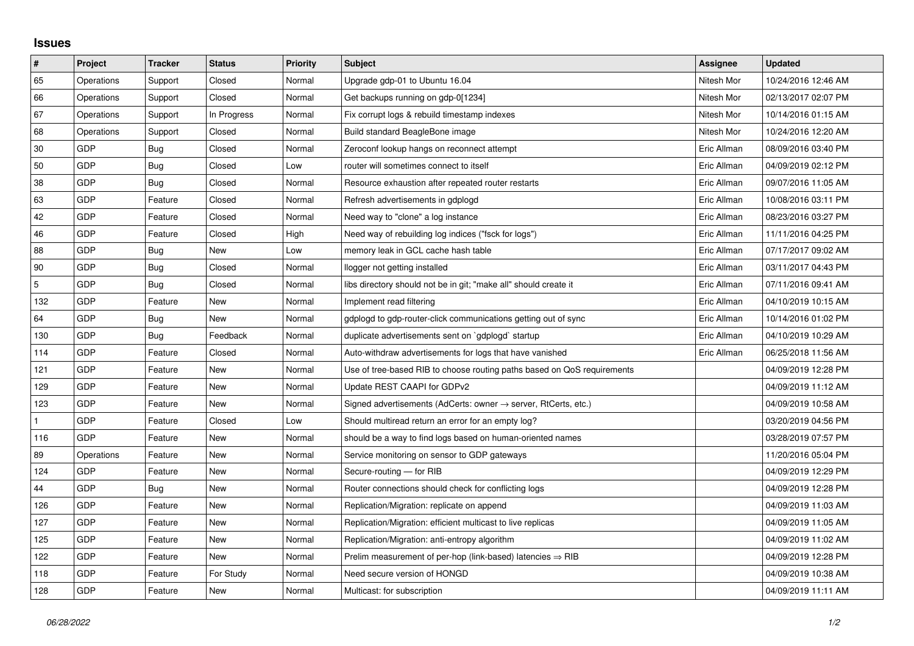## Issues

| # | Project | Tracker | Status | Priority | Subject | Assignee | Updated |
|---|---|---|---|---|---|---|---|
| 65 | Operations | Support | Closed | Normal | Upgrade gdp-01 to Ubuntu 16.04 | Nitesh Mor | 10/24/2016 12:46 AM |
| 66 | Operations | Support | Closed | Normal | Get backups running on gdp-0[1234] | Nitesh Mor | 02/13/2017 02:07 PM |
| 67 | Operations | Support | In Progress | Normal | Fix corrupt logs & rebuild timestamp indexes | Nitesh Mor | 10/14/2016 01:15 AM |
| 68 | Operations | Support | Closed | Normal | Build standard BeagleBone image | Nitesh Mor | 10/24/2016 12:20 AM |
| 30 | GDP | Bug | Closed | Normal | Zeroconf lookup hangs on reconnect attempt | Eric Allman | 08/09/2016 03:40 PM |
| 50 | GDP | Bug | Closed | Low | router will sometimes connect to itself | Eric Allman | 04/09/2019 02:12 PM |
| 38 | GDP | Bug | Closed | Normal | Resource exhaustion after repeated router restarts | Eric Allman | 09/07/2016 11:05 AM |
| 63 | GDP | Feature | Closed | Normal | Refresh advertisements in gdplogd | Eric Allman | 10/08/2016 03:11 PM |
| 42 | GDP | Feature | Closed | Normal | Need way to "clone" a log instance | Eric Allman | 08/23/2016 03:27 PM |
| 46 | GDP | Feature | Closed | High | Need way of rebuilding log indices ("fsck for logs") | Eric Allman | 11/11/2016 04:25 PM |
| 88 | GDP | Bug | New | Low | memory leak in GCL cache hash table | Eric Allman | 07/17/2017 09:02 AM |
| 90 | GDP | Bug | Closed | Normal | llogger not getting installed | Eric Allman | 03/11/2017 04:43 PM |
| 5 | GDP | Bug | Closed | Normal | libs directory should not be in git; "make all" should create it | Eric Allman | 07/11/2016 09:41 AM |
| 132 | GDP | Feature | New | Normal | Implement read filtering | Eric Allman | 04/10/2019 10:15 AM |
| 64 | GDP | Bug | New | Normal | gdplogd to gdp-router-click communications getting out of sync | Eric Allman | 10/14/2016 01:02 PM |
| 130 | GDP | Bug | Feedback | Normal | duplicate advertisements sent on `gdplogd` startup | Eric Allman | 04/10/2019 10:29 AM |
| 114 | GDP | Feature | Closed | Normal | Auto-withdraw advertisements for logs that have vanished | Eric Allman | 06/25/2018 11:56 AM |
| 121 | GDP | Feature | New | Normal | Use of tree-based RIB to choose routing paths based on QoS requirements | | 04/09/2019 12:28 PM |
| 129 | GDP | Feature | New | Normal | Update REST CAAPI for GDPv2 | | 04/09/2019 11:12 AM |
| 123 | GDP | Feature | New | Normal | Signed advertisements (AdCerts: owner → server, RtCerts, etc.) | | 04/09/2019 10:58 AM |
| 1 | GDP | Feature | Closed | Low | Should multiread return an error for an empty log? | | 03/20/2019 04:56 PM |
| 116 | GDP | Feature | New | Normal | should be a way to find logs based on human-oriented names | | 03/28/2019 07:57 PM |
| 89 | Operations | Feature | New | Normal | Service monitoring on sensor to GDP gateways | | 11/20/2016 05:04 PM |
| 124 | GDP | Feature | New | Normal | Secure-routing — for RIB | | 04/09/2019 12:29 PM |
| 44 | GDP | Bug | New | Normal | Router connections should check for conflicting logs | | 04/09/2019 12:28 PM |
| 126 | GDP | Feature | New | Normal | Replication/Migration: replicate on append | | 04/09/2019 11:03 AM |
| 127 | GDP | Feature | New | Normal | Replication/Migration: efficient multicast to live replicas | | 04/09/2019 11:05 AM |
| 125 | GDP | Feature | New | Normal | Replication/Migration: anti-entropy algorithm | | 04/09/2019 11:02 AM |
| 122 | GDP | Feature | New | Normal | Prelim measurement of per-hop (link-based) latencies ⇒ RIB | | 04/09/2019 12:28 PM |
| 118 | GDP | Feature | For Study | Normal | Need secure version of HONGD | | 04/09/2019 10:38 AM |
| 128 | GDP | Feature | New | Normal | Multicast: for subscription | | 04/09/2019 11:11 AM |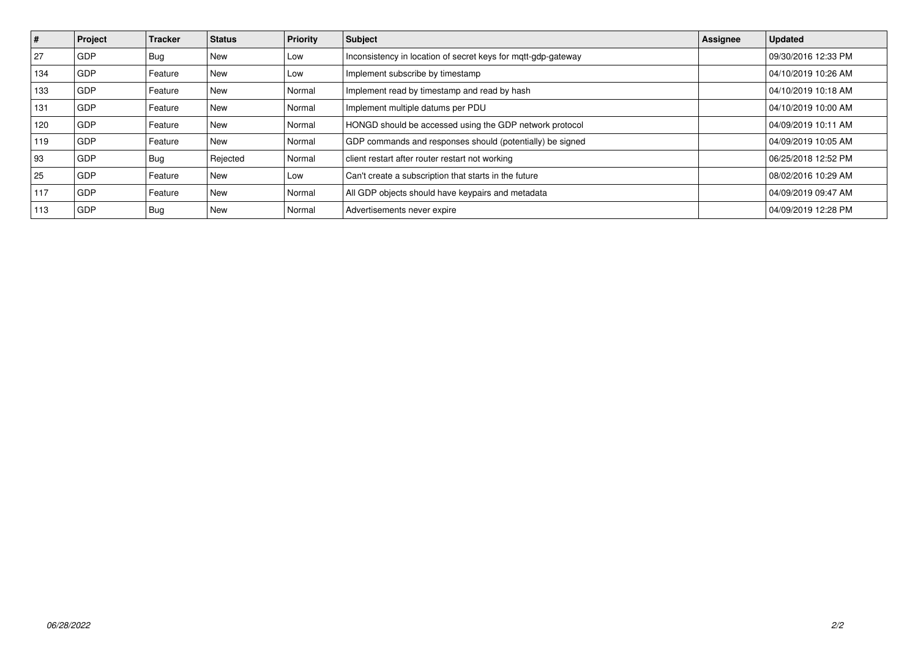| # | Project | Tracker | Status | Priority | Subject | Assignee | Updated |
|---|---|---|---|---|---|---|---|
| 27 | GDP | Bug | New | Low | Inconsistency in location of secret keys for mqtt-gdp-gateway | | 09/30/2016 12:33 PM |
| 134 | GDP | Feature | New | Low | Implement subscribe by timestamp | | 04/10/2019 10:26 AM |
| 133 | GDP | Feature | New | Normal | Implement read by timestamp and read by hash | | 04/10/2019 10:18 AM |
| 131 | GDP | Feature | New | Normal | Implement multiple datums per PDU | | 04/10/2019 10:00 AM |
| 120 | GDP | Feature | New | Normal | HONGD should be accessed using the GDP network protocol | | 04/09/2019 10:11 AM |
| 119 | GDP | Feature | New | Normal | GDP commands and responses should (potentially) be signed | | 04/09/2019 10:05 AM |
| 93 | GDP | Bug | Rejected | Normal | client restart after router restart not working | | 06/25/2018 12:52 PM |
| 25 | GDP | Feature | New | Low | Can't create a subscription that starts in the future | | 08/02/2016 10:29 AM |
| 117 | GDP | Feature | New | Normal | All GDP objects should have keypairs and metadata | | 04/09/2019 09:47 AM |
| 113 | GDP | Bug | New | Normal | Advertisements never expire | | 04/09/2019 12:28 PM |